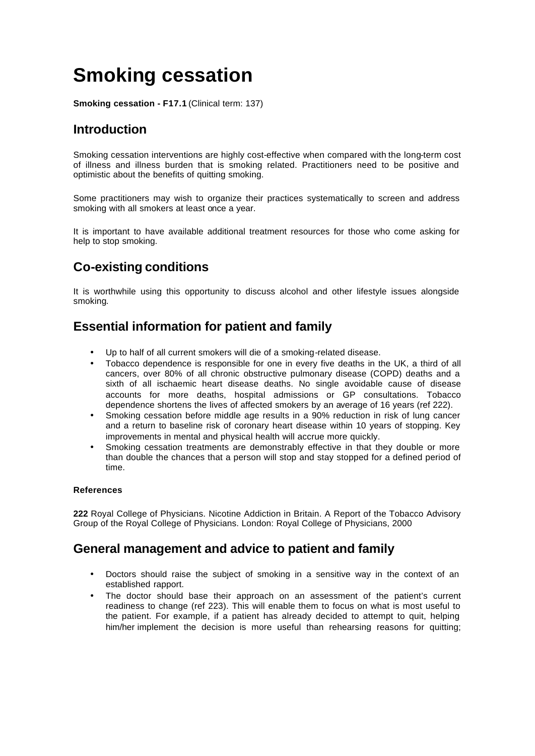# Smoking cessation

**Smoking cessation - F17.1** (Clinical term: 137)

## Introduction

Smoking cessation interventions are highly cost-effective when compared with the long-term cost of illness and illness burden that is smoking related. Practitioners need to be positive and optimistic about the benefits of quitting smoking.

Some practitioners may wish to organize their practices systematically to screen and address smoking with all smokers at least once a year.

It is important to have available additional treatment resources for those who come asking for help to stop smoking.

## Co-existing conditions

It is worthwhile using this opportunity to discuss alcohol and other lifestyle issues alongside smoking.

## Essential information for patient and family

- Up to half of all current smokers will die of a smoking-related disease.
- Tobacco dependence is responsible for one in every five deaths in the UK, a third of all cancers, over 80% of all chronic obstructive pulmonary disease (COPD) deaths and a sixth of all ischaemic heart disease deaths. No single avoidable cause of disease accounts for more deaths, hospital admissions or GP consultations. Tobacco dependence shortens the lives of affected smokers by an average of 16 years (ref 222).
- Smoking cessation before middle age results in a 90% reduction in risk of lung cancer and a return to baseline risk of coronary heart disease within 10 years of stopping. Key improvements in mental and physical health will accrue more quickly.
- Smoking cessation treatments are demonstrably effective in that they double or more than double the chances that a person will stop and stay stopped for a defined period of time.

#### References

**222** Royal College of Physicians. Nicotine Addiction in Britain. A Report of the Tobacco Advisory Group of the Royal College of Physicians. London: Royal College of Physicians, 2000

## General management and advice to patient and family

- Doctors should raise the subject of smoking in a sensitive way in the context of an established rapport.
- The doctor should base their approach on an assessment of the patient's current readiness to change (ref 223). This will enable them to focus on what is most useful to the patient. For example, if a patient has already decided to attempt to quit, helping him/her implement the decision is more useful than rehearsing reasons for quitting;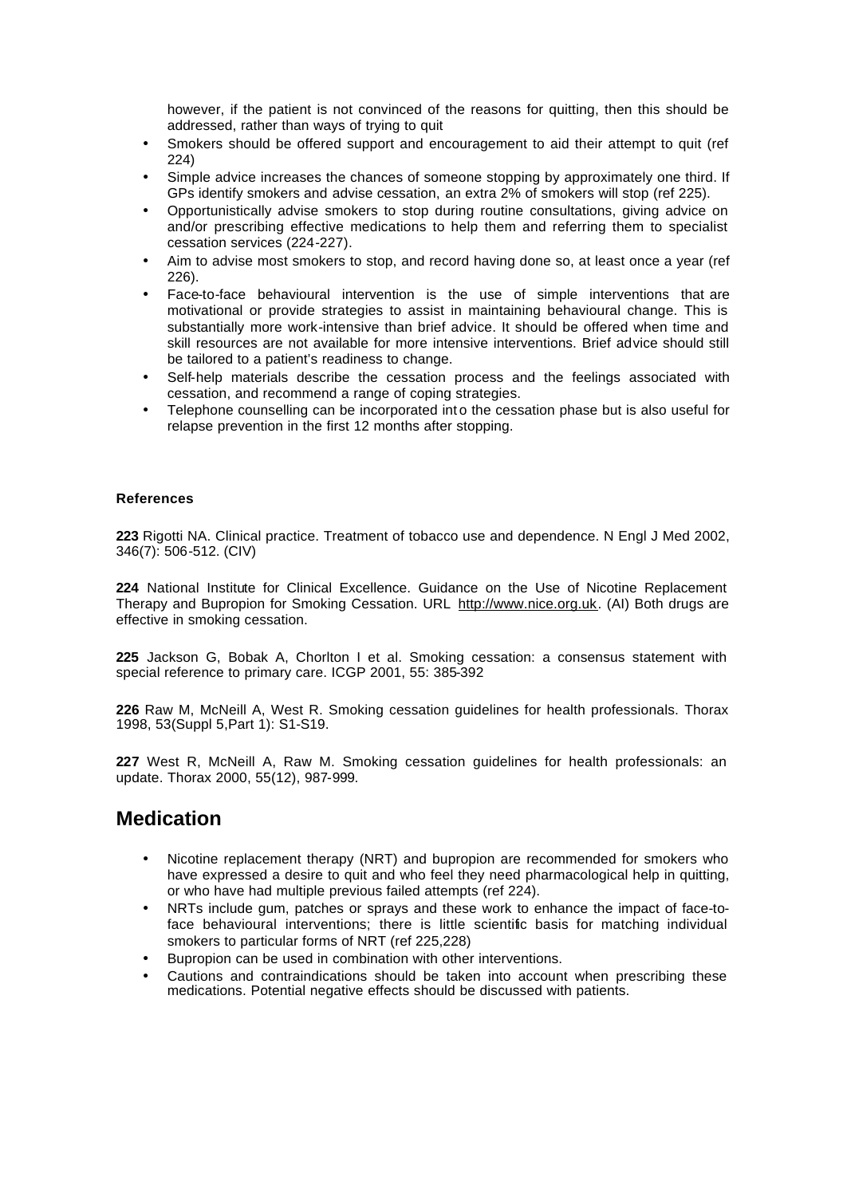however, if the patient is not convinced of the reasons for quitting, then this should be addressed, rather than ways of trying to quit

- Smokers should be offered support and encouragement to aid their attempt to quit (ref 224)
- Simple advice increases the chances of someone stopping by approximately one third. If GPs identify smokers and advise cessation, an extra 2% of smokers will stop (ref 225).
- Opportunistically advise smokers to stop during routine consultations, giving advice on and/or prescribing effective medications to help them and referring them to specialist cessation services (224-227).
- Aim to advise most smokers to stop, and record having done so, at least once a year (ref 226).
- Face-to-face behavioural intervention is the use of simple interventions that are motivational or provide strategies to assist in maintaining behavioural change. This is substantially more work-intensive than brief advice. It should be offered when time and skill resources are not available for more intensive interventions. Brief advice should still be tailored to a patient's readiness to change.
- Self-help materials describe the cessation process and the feelings associated with cessation, and recommend a range of coping strategies.
- Telephone counselling can be incorporated into the cessation phase but is also useful for relapse prevention in the first 12 months after stopping.

**References**

**223** Rigotti NA. Clinical practice. Treatment of tobacco use and dependence. N Engl J Med 2002, 346(7): 506-512. (CIV)

**224** National Institute for Clinical Excellence. Guidance on the Use of Nicotine Replacement Therapy and Bupropion for Smoking Cessation. URL http://www.nice.org.uk. (AI) Both drugs are effective in smoking cessation.

**225** Jackson G, Bobak A, Chorlton I et al. Smoking cessation: a consensus statement with special reference to primary care. ICGP 2001, 55: 385-392

**226** Raw M, McNeill A, West R. Smoking cessation guidelines for health professionals. Thorax 1998, 53(Suppl 5,Part 1): S1-S19.

**227** West R, McNeill A, Raw M. Smoking cessation guidelines for health professionals: an update. Thorax 2000, 55(12), 987-999.

## Medication

- Nicotine replacement therapy (NRT) and bupropion are recommended for smokers who have expressed a desire to quit and who feel they need pharmacological help in quitting, or who have had multiple previous failed attempts (ref 224).
- NRTs include gum, patches or sprays and these work to enhance the impact of face-to-face behavioural interventions; there is little scientific basis for matching individual smokers to particular forms of NRT (ref 225,228)
- Bupropion can be used in combination with other interventions.
- Cautions and contraindications should be taken into account when prescribing these medications. Potential negative effects should be discussed with patients.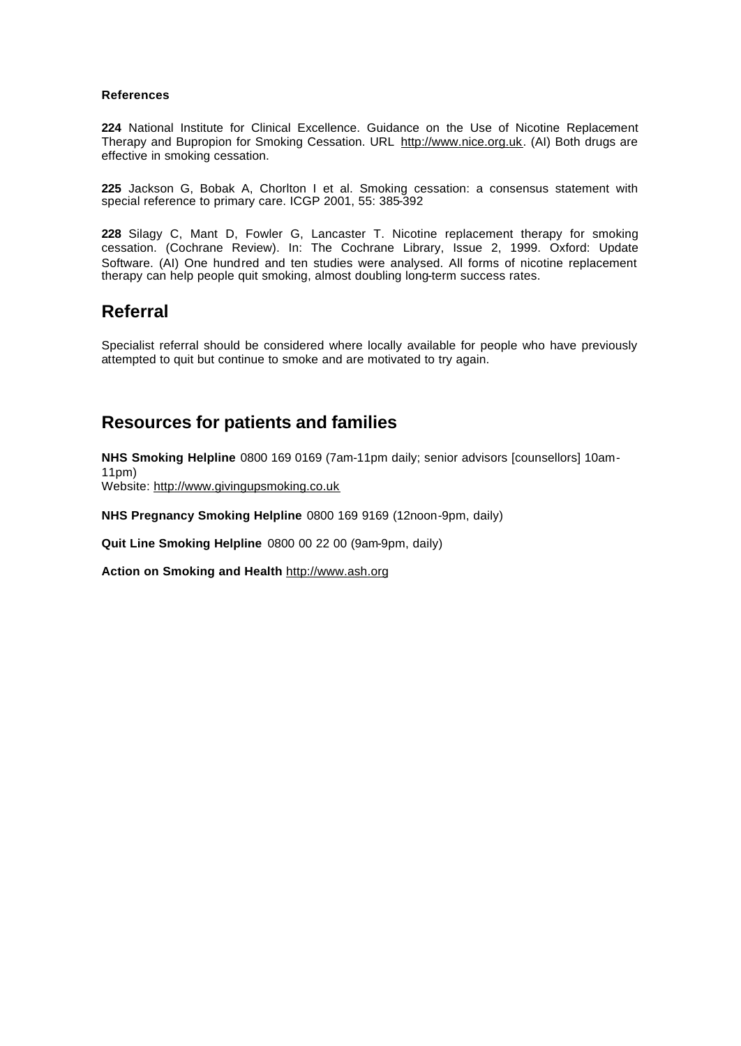**References**

**224** National Institute for Clinical Excellence. Guidance on the Use of Nicotine Replacement Therapy and Bupropion for Smoking Cessation. URL http://www.nice.org.uk. (AI) Both drugs are effective in smoking cessation.

**225** Jackson G, Bobak A, Chorlton I et al. Smoking cessation: a consensus statement with special reference to primary care. ICGP 2001, 55: 385-392

**228** Silagy C, Mant D, Fowler G, Lancaster T. Nicotine replacement therapy for smoking cessation. (Cochrane Review). In: The Cochrane Library, Issue 2, 1999. Oxford: Update Software. (AI) One hundred and ten studies were analysed. All forms of nicotine replacement therapy can help people quit smoking, almost doubling long-term success rates.

## Referral

Specialist referral should be considered where locally available for people who have previously attempted to quit but continue to smoke and are motivated to try again.

## Resources for patients and families

**NHS Smoking Helpline** 0800 169 0169 (7am-11pm daily; senior advisors [counsellors] 10am-11pm)
Website: http://www.givingupsmoking.co.uk

**NHS Pregnancy Smoking Helpline** 0800 169 9169 (12noon-9pm, daily)

**Quit Line Smoking Helpline** 0800 00 22 00 (9am-9pm, daily)

**Action on Smoking and Health** http://www.ash.org